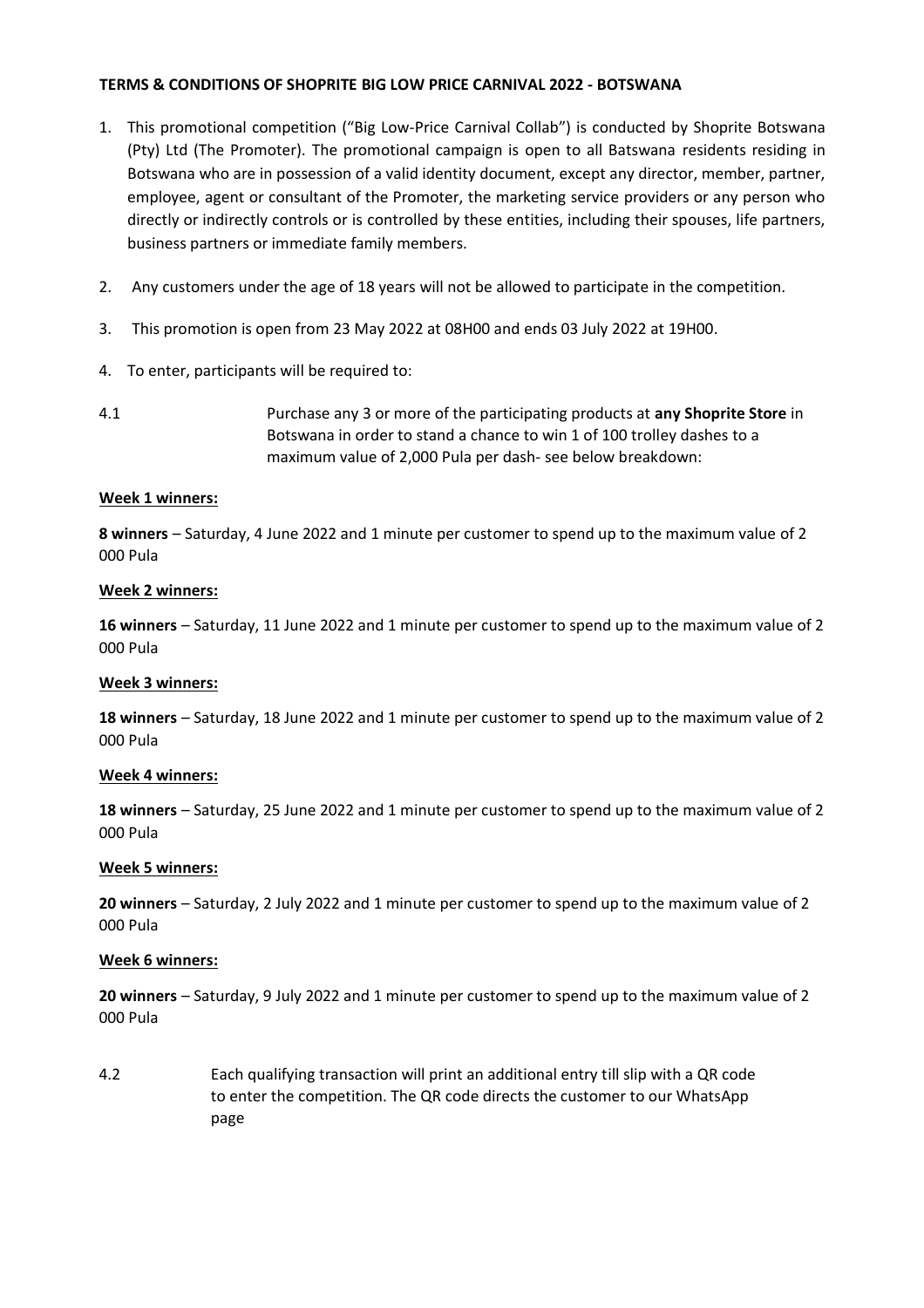**TERMS & CONDITIONS OF SHOPRITE BIG LOW PRICE CARNIVAL 2022 - BOTSWANA**

1. This promotional competition ("Big Low-Price Carnival Collab") is conducted by Shoprite Botswana (Pty) Ltd (The Promoter). The promotional campaign is open to all Batswana residents residing in Botswana who are in possession of a valid identity document, except any director, member, partner, employee, agent or consultant of the Promoter, the marketing service providers or any person who directly or indirectly controls or is controlled by these entities, including their spouses, life partners, business partners or immediate family members.

2. Any customers under the age of 18 years will not be allowed to participate in the competition.

3. This promotion is open from 23 May 2022 at 08H00 and ends 03 July 2022 at 19H00.

4. To enter, participants will be required to:

4.1 Purchase any 3 or more of the participating products at **any Shoprite Store** in Botswana in order to stand a chance to win 1 of 100 trolley dashes to a maximum value of 2,000 Pula per dash- see below breakdown:

**Week 1 winners:**

**8 winners** – Saturday, 4 June 2022 and 1 minute per customer to spend up to the maximum value of 2 000 Pula

**Week 2 winners:**

**16 winners** – Saturday, 11 June 2022 and 1 minute per customer to spend up to the maximum value of 2 000 Pula

**Week 3 winners:**

**18 winners** – Saturday, 18 June 2022 and 1 minute per customer to spend up to the maximum value of 2 000 Pula

**Week 4 winners:**

**18 winners** – Saturday, 25 June 2022 and 1 minute per customer to spend up to the maximum value of 2 000 Pula

**Week 5 winners:**

**20 winners** – Saturday, 2 July 2022 and 1 minute per customer to spend up to the maximum value of 2 000 Pula

**Week 6 winners:**

**20 winners** – Saturday, 9 July 2022 and 1 minute per customer to spend up to the maximum value of 2 000 Pula

4.2 Each qualifying transaction will print an additional entry till slip with a QR code to enter the competition. The QR code directs the customer to our WhatsApp page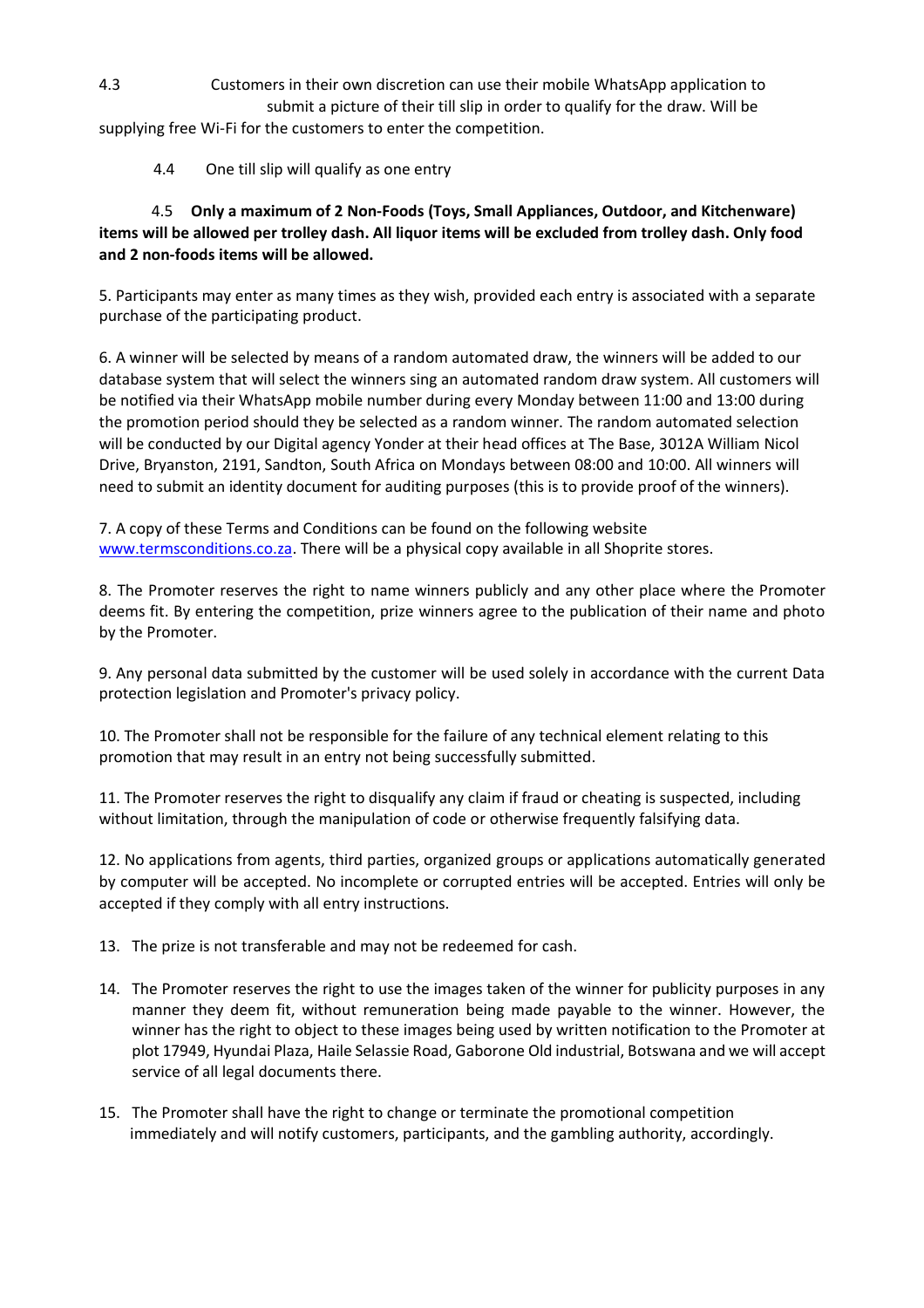4.3 Customers in their own discretion can use their mobile WhatsApp application to submit a picture of their till slip in order to qualify for the draw. Will be supplying free Wi-Fi for the customers to enter the competition.

4.4 One till slip will qualify as one entry

4.5 **Only a maximum of 2 Non-Foods (Toys, Small Appliances, Outdoor, and Kitchenware) items will be allowed per trolley dash. All liquor items will be excluded from trolley dash. Only food and 2 non-foods items will be allowed.**

5. Participants may enter as many times as they wish, provided each entry is associated with a separate purchase of the participating product.

6. A winner will be selected by means of a random automated draw, the winners will be added to our database system that will select the winners sing an automated random draw system. All customers will be notified via their WhatsApp mobile number during every Monday between 11:00 and 13:00 during the promotion period should they be selected as a random winner. The random automated selection will be conducted by our Digital agency Yonder at their head offices at The Base, 3012A William Nicol Drive, Bryanston, 2191, Sandton, South Africa on Mondays between 08:00 and 10:00. All winners will need to submit an identity document for auditing purposes (this is to provide proof of the winners).

7. A copy of these Terms and Conditions can be found on the following website [www.termsconditions.co.za](http://www.termsconditions.co.za). There will be a physical copy available in all Shoprite stores.

8. The Promoter reserves the right to name winners publicly and any other place where the Promoter deems fit. By entering the competition, prize winners agree to the publication of their name and photo by the Promoter.

9. Any personal data submitted by the customer will be used solely in accordance with the current Data protection legislation and Promoter's privacy policy.

10. The Promoter shall not be responsible for the failure of any technical element relating to this promotion that may result in an entry not being successfully submitted.

11. The Promoter reserves the right to disqualify any claim if fraud or cheating is suspected, including without limitation, through the manipulation of code or otherwise frequently falsifying data.

12. No applications from agents, third parties, organized groups or applications automatically generated by computer will be accepted. No incomplete or corrupted entries will be accepted. Entries will only be accepted if they comply with all entry instructions.

13. The prize is not transferable and may not be redeemed for cash.

14. The Promoter reserves the right to use the images taken of the winner for publicity purposes in any manner they deem fit, without remuneration being made payable to the winner. However, the winner has the right to object to these images being used by written notification to the Promoter at plot 17949, Hyundai Plaza, Haile Selassie Road, Gaborone Old industrial, Botswana and we will accept service of all legal documents there.

15. The Promoter shall have the right to change or terminate the promotional competition immediately and will notify customers, participants, and the gambling authority, accordingly.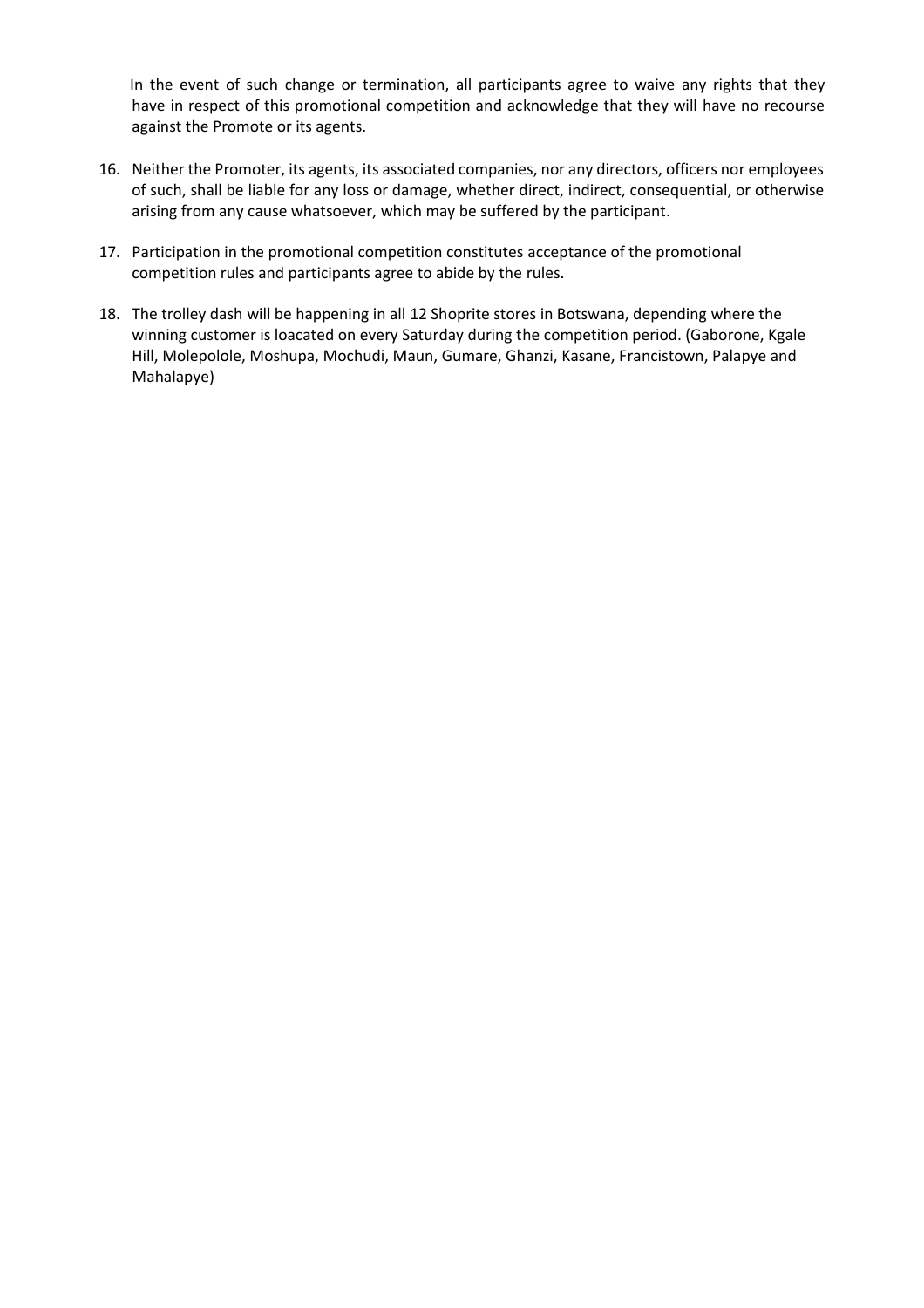In the event of such change or termination, all participants agree to waive any rights that they have in respect of this promotional competition and acknowledge that they will have no recourse against the Promote or its agents.

16. Neither the Promoter, its agents, its associated companies, nor any directors, officers nor employees of such, shall be liable for any loss or damage, whether direct, indirect, consequential, or otherwise arising from any cause whatsoever, which may be suffered by the participant.

17. Participation in the promotional competition constitutes acceptance of the promotional competition rules and participants agree to abide by the rules.

18. The trolley dash will be happening in all 12 Shoprite stores in Botswana, depending where the winning customer is loacated on every Saturday during the competition period. (Gaborone, Kgale Hill, Molepolole, Moshupa, Mochudi, Maun, Gumare, Ghanzi, Kasane, Francistown, Palapye and Mahalapye)